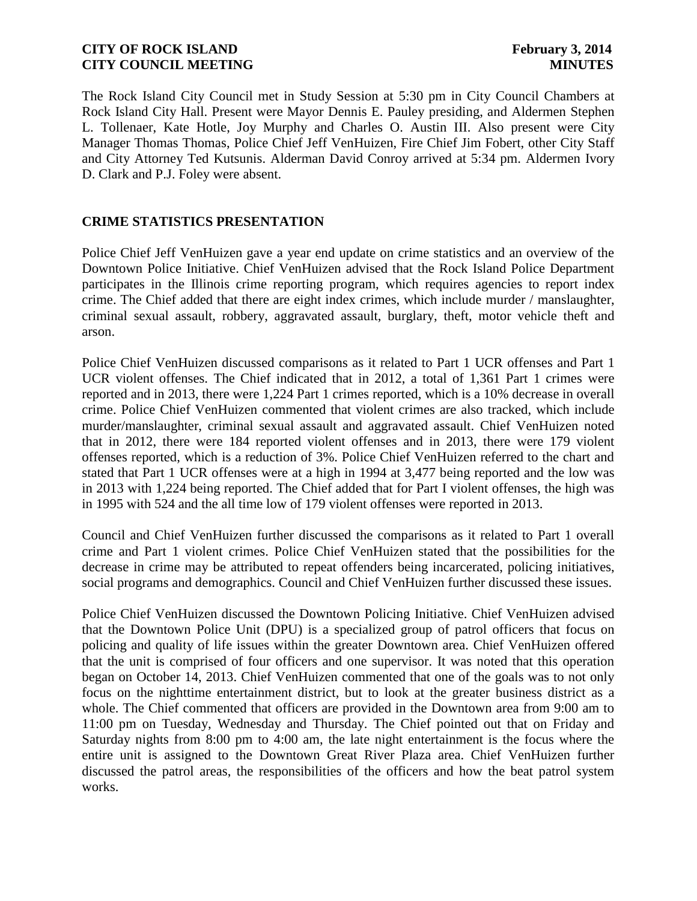The Rock Island City Council met in Study Session at 5:30 pm in City Council Chambers at Rock Island City Hall. Present were Mayor Dennis E. Pauley presiding, and Aldermen Stephen L. Tollenaer, Kate Hotle, Joy Murphy and Charles O. Austin III. Also present were City Manager Thomas Thomas, Police Chief Jeff VenHuizen, Fire Chief Jim Fobert, other City Staff and City Attorney Ted Kutsunis. Alderman David Conroy arrived at 5:34 pm. Aldermen Ivory D. Clark and P.J. Foley were absent.

## CRIME STATISTICS PRESENTATION

Police Chief Jeff VenHuizen gave a year end update on crime statistics and an overview of the Downtown Police Initiative. Chief VenHuizen advised that the Rock Island Police Department participates in the Illinois crime reporting program, which requires agencies to report index crime. The Chief added that there are eight index crimes, which include murder / manslaughter, criminal sexual assault, robbery, aggravated assault, burglary, theft, motor vehicle theft and arson.

Police Chief VenHuizen discussed comparisons as it related to Part 1 UCR offenses and Part 1 UCR violent offenses. The Chief indicated that in 2012, a total of 1,361 Part 1 crimes were reported and in 2013, there were 1,224 Part 1 crimes reported, which is a 10% decrease in overall crime. Police Chief VenHuizen commented that violent crimes are also tracked, which include murder/manslaughter, criminal sexual assault and aggravated assault. Chief VenHuizen noted that in 2012, there were 184 reported violent offenses and in 2013, there were 179 violent offenses reported, which is a reduction of 3%. Police Chief VenHuizen referred to the chart and stated that Part 1 UCR offenses were at a high in 1994 at 3,477 being reported and the low was in 2013 with 1,224 being reported. The Chief added that for Part I violent offenses, the high was in 1995 with 524 and the all time low of 179 violent offenses were reported in 2013.

Council and Chief VenHuizen further discussed the comparisons as it related to Part 1 overall crime and Part 1 violent crimes. Police Chief VenHuizen stated that the possibilities for the decrease in crime may be attributed to repeat offenders being incarcerated, policing initiatives, social programs and demographics. Council and Chief VenHuizen further discussed these issues.

Police Chief VenHuizen discussed the Downtown Policing Initiative. Chief VenHuizen advised that the Downtown Police Unit (DPU) is a specialized group of patrol officers that focus on policing and quality of life issues within the greater Downtown area. Chief VenHuizen offered that the unit is comprised of four officers and one supervisor. It was noted that this operation began on October 14, 2013. Chief VenHuizen commented that one of the goals was to not only focus on the nighttime entertainment district, but to look at the greater business district as a whole. The Chief commented that officers are provided in the Downtown area from 9:00 am to 11:00 pm on Tuesday, Wednesday and Thursday. The Chief pointed out that on Friday and Saturday nights from 8:00 pm to 4:00 am, the late night entertainment is the focus where the entire unit is assigned to the Downtown Great River Plaza area. Chief VenHuizen further discussed the patrol areas, the responsibilities of the officers and how the beat patrol system works.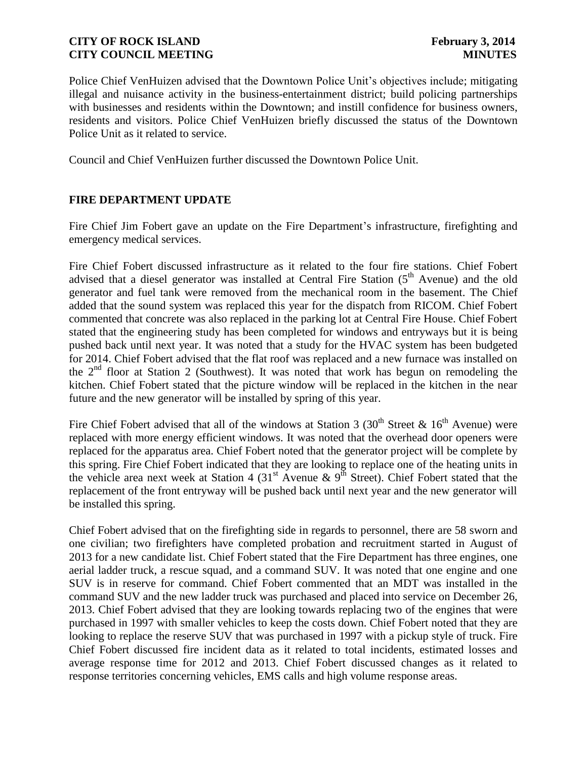Police Chief VenHuizen advised that the Downtown Police Unit's objectives include; mitigating illegal and nuisance activity in the business-entertainment district; build policing partnerships with businesses and residents within the Downtown; and instill confidence for business owners, residents and visitors. Police Chief VenHuizen briefly discussed the status of the Downtown Police Unit as it related to service.

Council and Chief VenHuizen further discussed the Downtown Police Unit.

## FIRE DEPARTMENT UPDATE

Fire Chief Jim Fobert gave an update on the Fire Department's infrastructure, firefighting and emergency medical services.

Fire Chief Fobert discussed infrastructure as it related to the four fire stations. Chief Fobert advised that a diesel generator was installed at Central Fire Station (5th Avenue) and the old generator and fuel tank were removed from the mechanical room in the basement. The Chief added that the sound system was replaced this year for the dispatch from RICOM. Chief Fobert commented that concrete was also replaced in the parking lot at Central Fire House. Chief Fobert stated that the engineering study has been completed for windows and entryways but it is being pushed back until next year. It was noted that a study for the HVAC system has been budgeted for 2014. Chief Fobert advised that the flat roof was replaced and a new furnace was installed on the 2nd floor at Station 2 (Southwest). It was noted that work has begun on remodeling the kitchen. Chief Fobert stated that the picture window will be replaced in the kitchen in the near future and the new generator will be installed by spring of this year.

Fire Chief Fobert advised that all of the windows at Station 3 (30th Street & 16th Avenue) were replaced with more energy efficient windows. It was noted that the overhead door openers were replaced for the apparatus area. Chief Fobert noted that the generator project will be complete by this spring. Fire Chief Fobert indicated that they are looking to replace one of the heating units in the vehicle area next week at Station 4 (31st Avenue & 9th Street). Chief Fobert stated that the replacement of the front entryway will be pushed back until next year and the new generator will be installed this spring.

Chief Fobert advised that on the firefighting side in regards to personnel, there are 58 sworn and one civilian; two firefighters have completed probation and recruitment started in August of 2013 for a new candidate list. Chief Fobert stated that the Fire Department has three engines, one aerial ladder truck, a rescue squad, and a command SUV. It was noted that one engine and one SUV is in reserve for command. Chief Fobert commented that an MDT was installed in the command SUV and the new ladder truck was purchased and placed into service on December 26, 2013. Chief Fobert advised that they are looking towards replacing two of the engines that were purchased in 1997 with smaller vehicles to keep the costs down. Chief Fobert noted that they are looking to replace the reserve SUV that was purchased in 1997 with a pickup style of truck. Fire Chief Fobert discussed fire incident data as it related to total incidents, estimated losses and average response time for 2012 and 2013. Chief Fobert discussed changes as it related to response territories concerning vehicles, EMS calls and high volume response areas.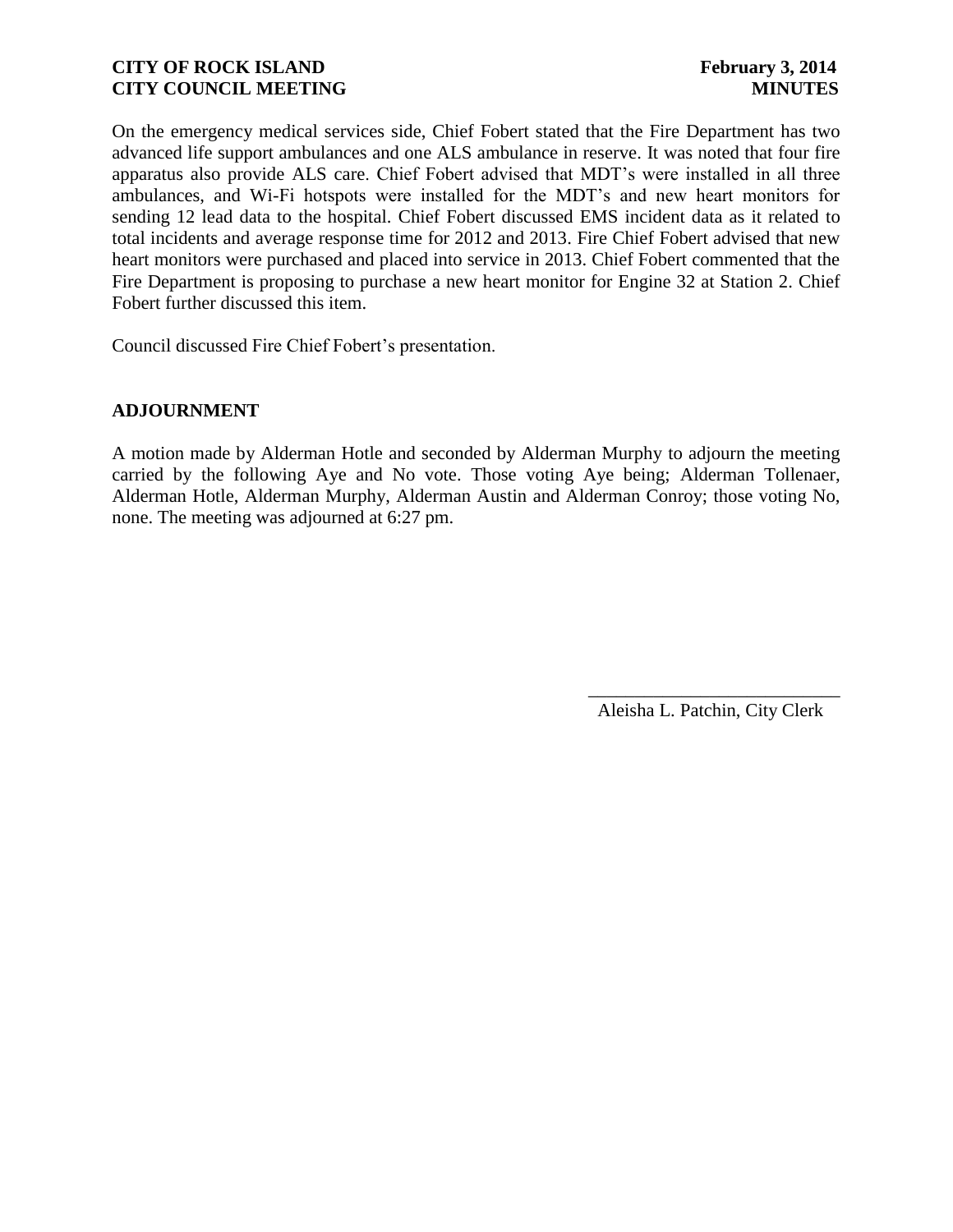On the emergency medical services side, Chief Fobert stated that the Fire Department has two advanced life support ambulances and one ALS ambulance in reserve. It was noted that four fire apparatus also provide ALS care. Chief Fobert advised that MDT's were installed in all three ambulances, and Wi-Fi hotspots were installed for the MDT's and new heart monitors for sending 12 lead data to the hospital. Chief Fobert discussed EMS incident data as it related to total incidents and average response time for 2012 and 2013. Fire Chief Fobert advised that new heart monitors were purchased and placed into service in 2013. Chief Fobert commented that the Fire Department is proposing to purchase a new heart monitor for Engine 32 at Station 2. Chief Fobert further discussed this item.

Council discussed Fire Chief Fobert's presentation.

## ADJOURNMENT

A motion made by Alderman Hotle and seconded by Alderman Murphy to adjourn the meeting carried by the following Aye and No vote. Those voting Aye being; Alderman Tollenaer, Alderman Hotle, Alderman Murphy, Alderman Austin and Alderman Conroy; those voting No, none. The meeting was adjourned at 6:27 pm.

\_\_\_\_\_\_\_\_\_\_\_\_\_\_\_\_\_\_\_\_\_\_\_\_\_\_\_\_

Aleisha L. Patchin, City Clerk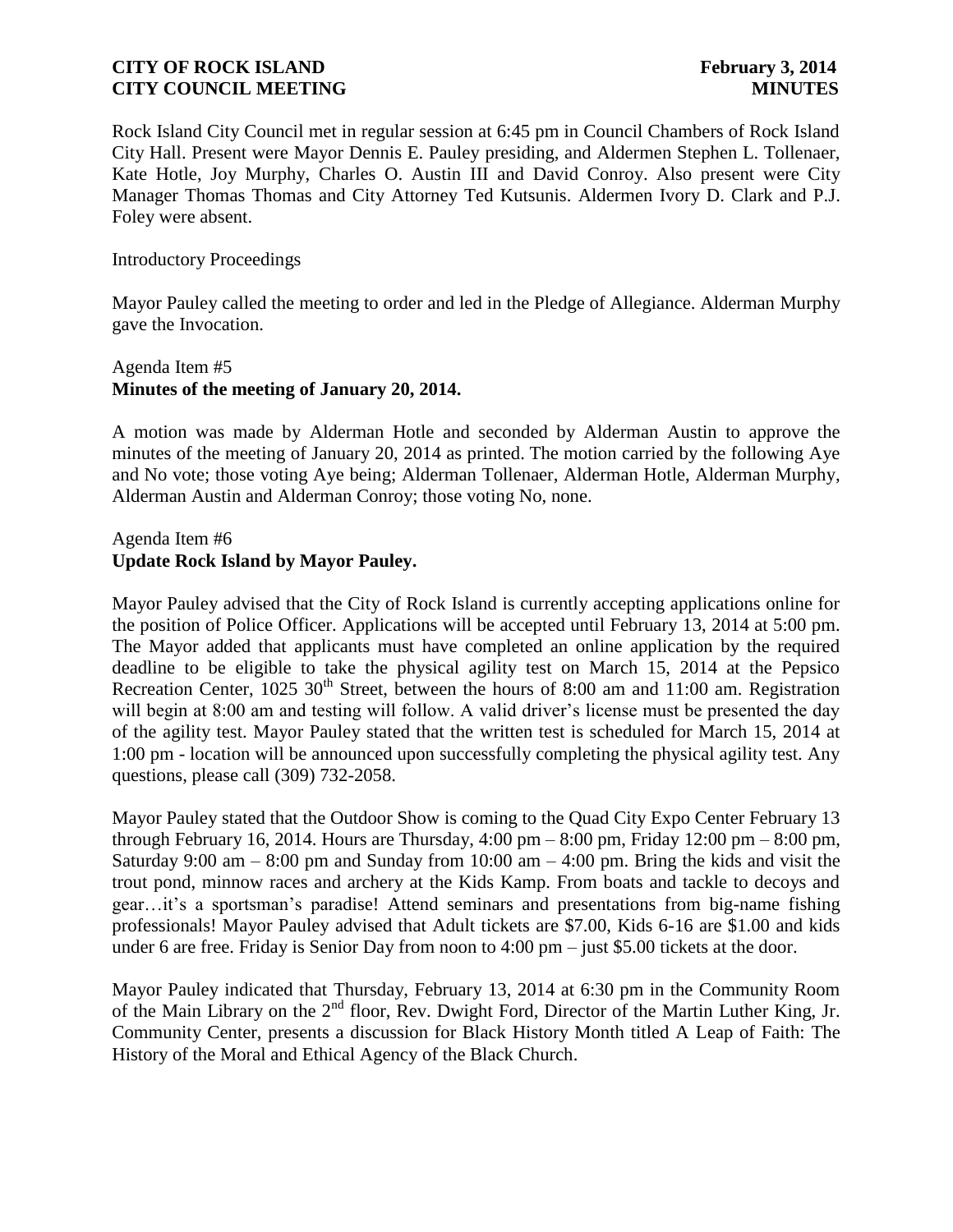Rock Island City Council met in regular session at 6:45 pm in Council Chambers of Rock Island City Hall. Present were Mayor Dennis E. Pauley presiding, and Aldermen Stephen L. Tollenaer, Kate Hotle, Joy Murphy, Charles O. Austin III and David Conroy. Also present were City Manager Thomas Thomas and City Attorney Ted Kutsunis. Aldermen Ivory D. Clark and P.J. Foley were absent.

Introductory Proceedings

Mayor Pauley called the meeting to order and led in the Pledge of Allegiance. Alderman Murphy gave the Invocation.

Agenda Item #5
**Minutes of the meeting of January 20, 2014.**

A motion was made by Alderman Hotle and seconded by Alderman Austin to approve the minutes of the meeting of January 20, 2014 as printed. The motion carried by the following Aye and No vote; those voting Aye being; Alderman Tollenaer, Alderman Hotle, Alderman Murphy, Alderman Austin and Alderman Conroy; those voting No, none.

Agenda Item #6
**Update Rock Island by Mayor Pauley.**

Mayor Pauley advised that the City of Rock Island is currently accepting applications online for the position of Police Officer. Applications will be accepted until February 13, 2014 at 5:00 pm. The Mayor added that applicants must have completed an online application by the required deadline to be eligible to take the physical agility test on March 15, 2014 at the Pepsico Recreation Center, 1025 30th Street, between the hours of 8:00 am and 11:00 am. Registration will begin at 8:00 am and testing will follow. A valid driver's license must be presented the day of the agility test. Mayor Pauley stated that the written test is scheduled for March 15, 2014 at 1:00 pm - location will be announced upon successfully completing the physical agility test. Any questions, please call (309) 732-2058.

Mayor Pauley stated that the Outdoor Show is coming to the Quad City Expo Center February 13 through February 16, 2014. Hours are Thursday, 4:00 pm – 8:00 pm, Friday 12:00 pm – 8:00 pm, Saturday 9:00 am – 8:00 pm and Sunday from 10:00 am – 4:00 pm. Bring the kids and visit the trout pond, minnow races and archery at the Kids Kamp. From boats and tackle to decoys and gear…it's a sportsman's paradise! Attend seminars and presentations from big-name fishing professionals! Mayor Pauley advised that Adult tickets are $7.00, Kids 6-16 are $1.00 and kids under 6 are free. Friday is Senior Day from noon to 4:00 pm – just $5.00 tickets at the door.

Mayor Pauley indicated that Thursday, February 13, 2014 at 6:30 pm in the Community Room of the Main Library on the 2nd floor, Rev. Dwight Ford, Director of the Martin Luther King, Jr. Community Center, presents a discussion for Black History Month titled A Leap of Faith: The History of the Moral and Ethical Agency of the Black Church.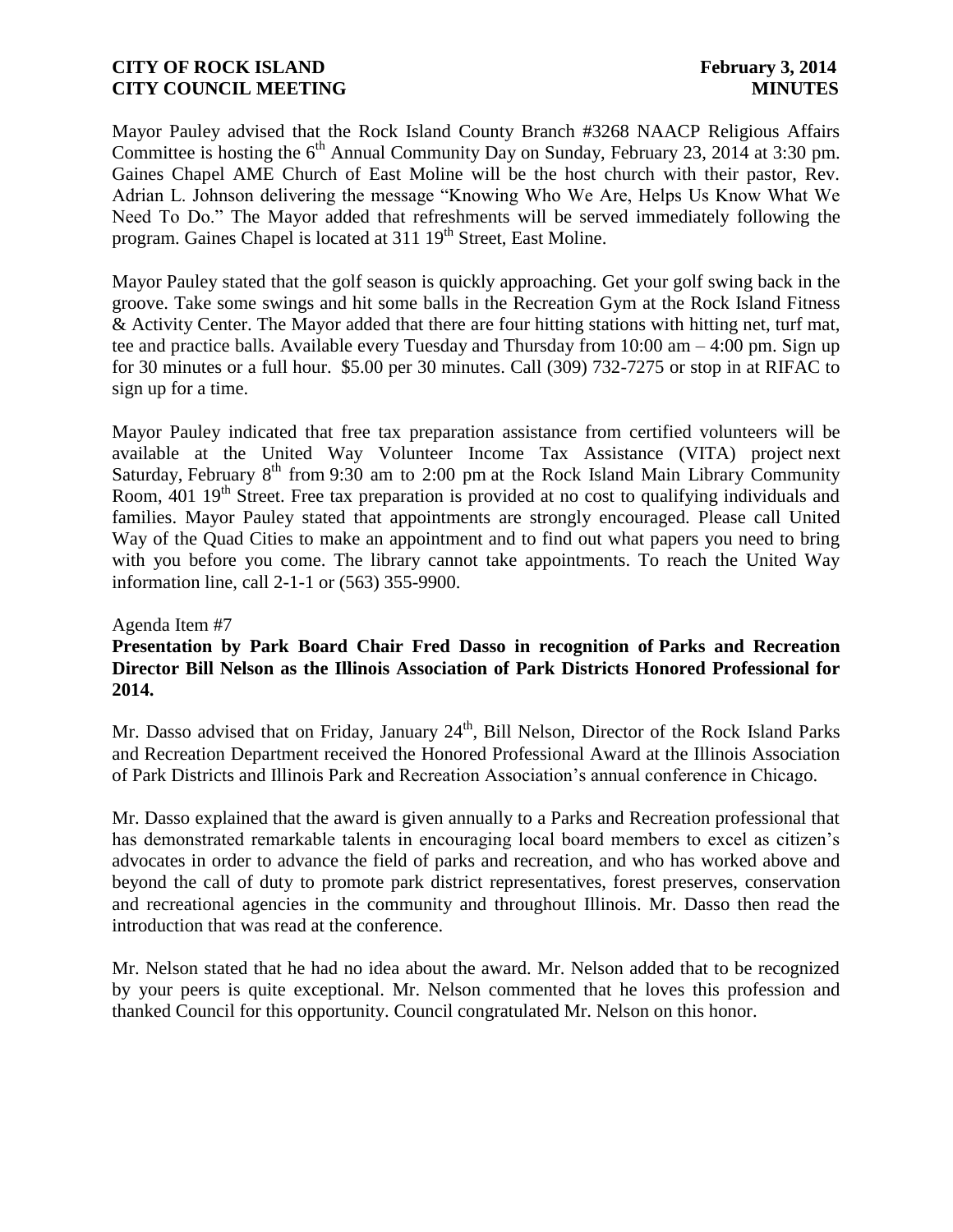Mayor Pauley advised that the Rock Island County Branch #3268 NAACP Religious Affairs Committee is hosting the 6th Annual Community Day on Sunday, February 23, 2014 at 3:30 pm. Gaines Chapel AME Church of East Moline will be the host church with their pastor, Rev. Adrian L. Johnson delivering the message "Knowing Who We Are, Helps Us Know What We Need To Do." The Mayor added that refreshments will be served immediately following the program. Gaines Chapel is located at 311 19th Street, East Moline.

Mayor Pauley stated that the golf season is quickly approaching. Get your golf swing back in the groove. Take some swings and hit some balls in the Recreation Gym at the Rock Island Fitness & Activity Center. The Mayor added that there are four hitting stations with hitting net, turf mat, tee and practice balls. Available every Tuesday and Thursday from 10:00 am – 4:00 pm. Sign up for 30 minutes or a full hour. $5.00 per 30 minutes. Call (309) 732-7275 or stop in at RIFAC to sign up for a time.

Mayor Pauley indicated that free tax preparation assistance from certified volunteers will be available at the United Way Volunteer Income Tax Assistance (VITA) project next Saturday, February 8th from 9:30 am to 2:00 pm at the Rock Island Main Library Community Room, 401 19th Street. Free tax preparation is provided at no cost to qualifying individuals and families. Mayor Pauley stated that appointments are strongly encouraged. Please call United Way of the Quad Cities to make an appointment and to find out what papers you need to bring with you before you come. The library cannot take appointments. To reach the United Way information line, call 2-1-1 or (563) 355-9900.

Agenda Item #7

**Presentation by Park Board Chair Fred Dasso in recognition of Parks and Recreation Director Bill Nelson as the Illinois Association of Park Districts Honored Professional for 2014.**

Mr. Dasso advised that on Friday, January 24th, Bill Nelson, Director of the Rock Island Parks and Recreation Department received the Honored Professional Award at the Illinois Association of Park Districts and Illinois Park and Recreation Association's annual conference in Chicago.

Mr. Dasso explained that the award is given annually to a Parks and Recreation professional that has demonstrated remarkable talents in encouraging local board members to excel as citizen's advocates in order to advance the field of parks and recreation, and who has worked above and beyond the call of duty to promote park district representatives, forest preserves, conservation and recreational agencies in the community and throughout Illinois. Mr. Dasso then read the introduction that was read at the conference.

Mr. Nelson stated that he had no idea about the award. Mr. Nelson added that to be recognized by your peers is quite exceptional. Mr. Nelson commented that he loves this profession and thanked Council for this opportunity. Council congratulated Mr. Nelson on this honor.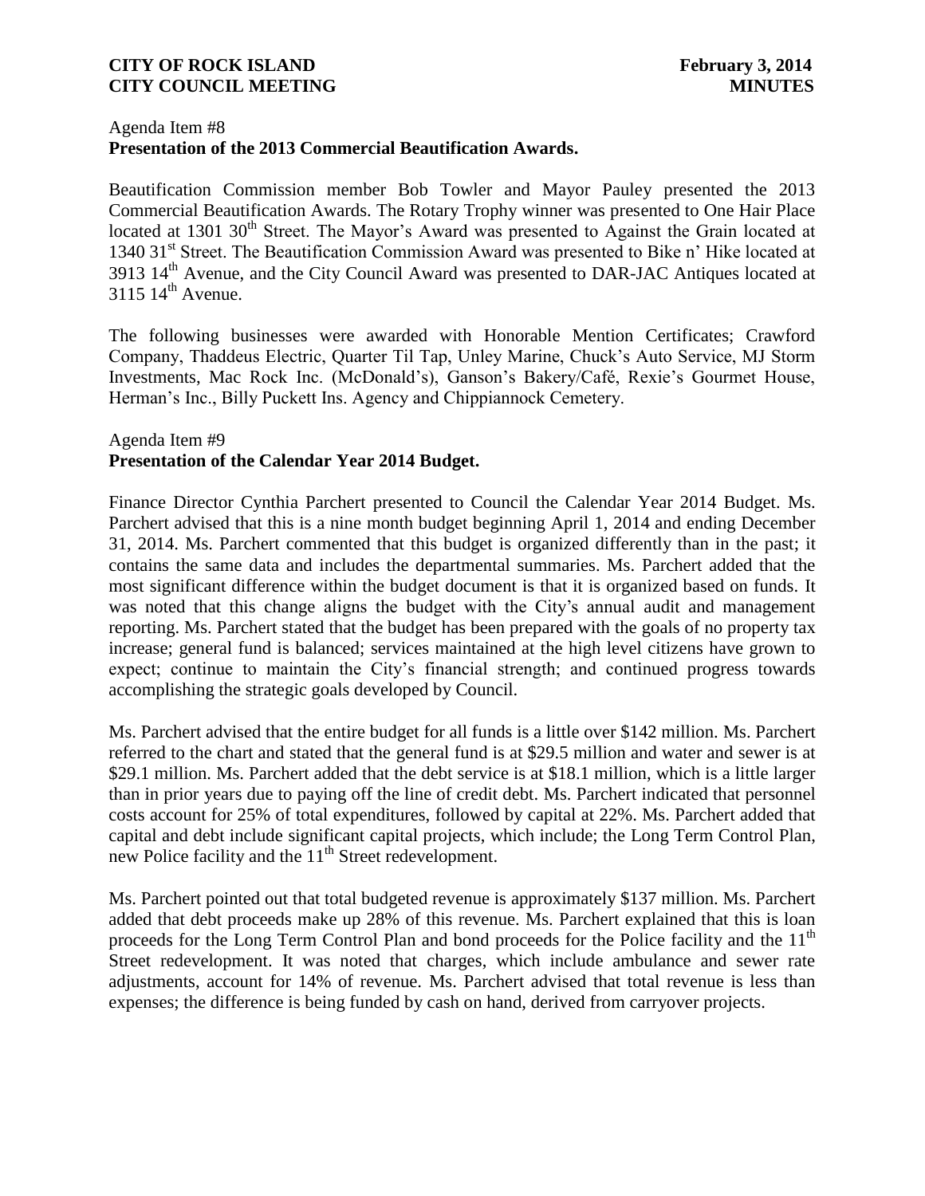Agenda Item #8
**Presentation of the 2013 Commercial Beautification Awards.**

Beautification Commission member Bob Towler and Mayor Pauley presented the 2013 Commercial Beautification Awards. The Rotary Trophy winner was presented to One Hair Place located at 1301 30th Street. The Mayor's Award was presented to Against the Grain located at 1340 31st Street. The Beautification Commission Award was presented to Bike n' Hike located at 3913 14th Avenue, and the City Council Award was presented to DAR-JAC Antiques located at 3115 14th Avenue.

The following businesses were awarded with Honorable Mention Certificates; Crawford Company, Thaddeus Electric, Quarter Til Tap, Unley Marine, Chuck's Auto Service, MJ Storm Investments, Mac Rock Inc. (McDonald's), Ganson's Bakery/Café, Rexie's Gourmet House, Herman's Inc., Billy Puckett Ins. Agency and Chippiannock Cemetery.

Agenda Item #9
**Presentation of the Calendar Year 2014 Budget.**

Finance Director Cynthia Parchert presented to Council the Calendar Year 2014 Budget. Ms. Parchert advised that this is a nine month budget beginning April 1, 2014 and ending December 31, 2014. Ms. Parchert commented that this budget is organized differently than in the past; it contains the same data and includes the departmental summaries. Ms. Parchert added that the most significant difference within the budget document is that it is organized based on funds. It was noted that this change aligns the budget with the City's annual audit and management reporting. Ms. Parchert stated that the budget has been prepared with the goals of no property tax increase; general fund is balanced; services maintained at the high level citizens have grown to expect; continue to maintain the City's financial strength; and continued progress towards accomplishing the strategic goals developed by Council.

Ms. Parchert advised that the entire budget for all funds is a little over \$142 million. Ms. Parchert referred to the chart and stated that the general fund is at \$29.5 million and water and sewer is at \$29.1 million. Ms. Parchert added that the debt service is at \$18.1 million, which is a little larger than in prior years due to paying off the line of credit debt. Ms. Parchert indicated that personnel costs account for 25% of total expenditures, followed by capital at 22%. Ms. Parchert added that capital and debt include significant capital projects, which include; the Long Term Control Plan, new Police facility and the 11th Street redevelopment.

Ms. Parchert pointed out that total budgeted revenue is approximately \$137 million. Ms. Parchert added that debt proceeds make up 28% of this revenue. Ms. Parchert explained that this is loan proceeds for the Long Term Control Plan and bond proceeds for the Police facility and the 11th Street redevelopment. It was noted that charges, which include ambulance and sewer rate adjustments, account for 14% of revenue. Ms. Parchert advised that total revenue is less than expenses; the difference is being funded by cash on hand, derived from carryover projects.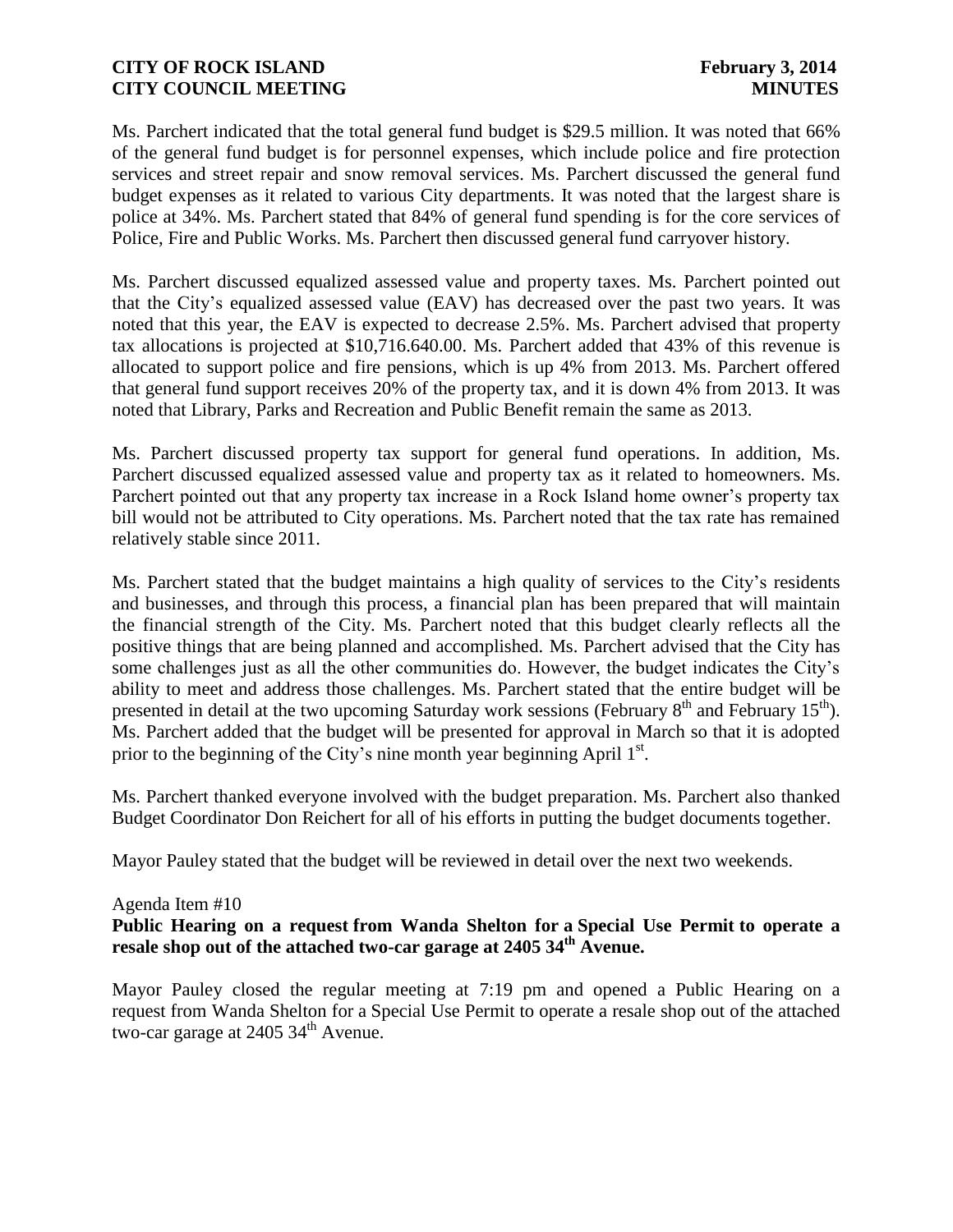Ms. Parchert indicated that the total general fund budget is \$29.5 million. It was noted that 66% of the general fund budget is for personnel expenses, which include police and fire protection services and street repair and snow removal services. Ms. Parchert discussed the general fund budget expenses as it related to various City departments. It was noted that the largest share is police at 34%. Ms. Parchert stated that 84% of general fund spending is for the core services of Police, Fire and Public Works. Ms. Parchert then discussed general fund carryover history.

Ms. Parchert discussed equalized assessed value and property taxes. Ms. Parchert pointed out that the City's equalized assessed value (EAV) has decreased over the past two years. It was noted that this year, the EAV is expected to decrease 2.5%. Ms. Parchert advised that property tax allocations is projected at \$10,716.640.00. Ms. Parchert added that 43% of this revenue is allocated to support police and fire pensions, which is up 4% from 2013. Ms. Parchert offered that general fund support receives 20% of the property tax, and it is down 4% from 2013. It was noted that Library, Parks and Recreation and Public Benefit remain the same as 2013.

Ms. Parchert discussed property tax support for general fund operations. In addition, Ms. Parchert discussed equalized assessed value and property tax as it related to homeowners. Ms. Parchert pointed out that any property tax increase in a Rock Island home owner's property tax bill would not be attributed to City operations. Ms. Parchert noted that the tax rate has remained relatively stable since 2011.

Ms. Parchert stated that the budget maintains a high quality of services to the City's residents and businesses, and through this process, a financial plan has been prepared that will maintain the financial strength of the City. Ms. Parchert noted that this budget clearly reflects all the positive things that are being planned and accomplished. Ms. Parchert advised that the City has some challenges just as all the other communities do. However, the budget indicates the City's ability to meet and address those challenges. Ms. Parchert stated that the entire budget will be presented in detail at the two upcoming Saturday work sessions (February 8th and February 15th). Ms. Parchert added that the budget will be presented for approval in March so that it is adopted prior to the beginning of the City's nine month year beginning April 1st.

Ms. Parchert thanked everyone involved with the budget preparation. Ms. Parchert also thanked Budget Coordinator Don Reichert for all of his efforts in putting the budget documents together.

Mayor Pauley stated that the budget will be reviewed in detail over the next two weekends.

Agenda Item #10

**Public Hearing on a request from Wanda Shelton for a Special Use Permit to operate a resale shop out of the attached two-car garage at 2405 34th Avenue.**

Mayor Pauley closed the regular meeting at 7:19 pm and opened a Public Hearing on a request from Wanda Shelton for a Special Use Permit to operate a resale shop out of the attached two-car garage at 2405 34th Avenue.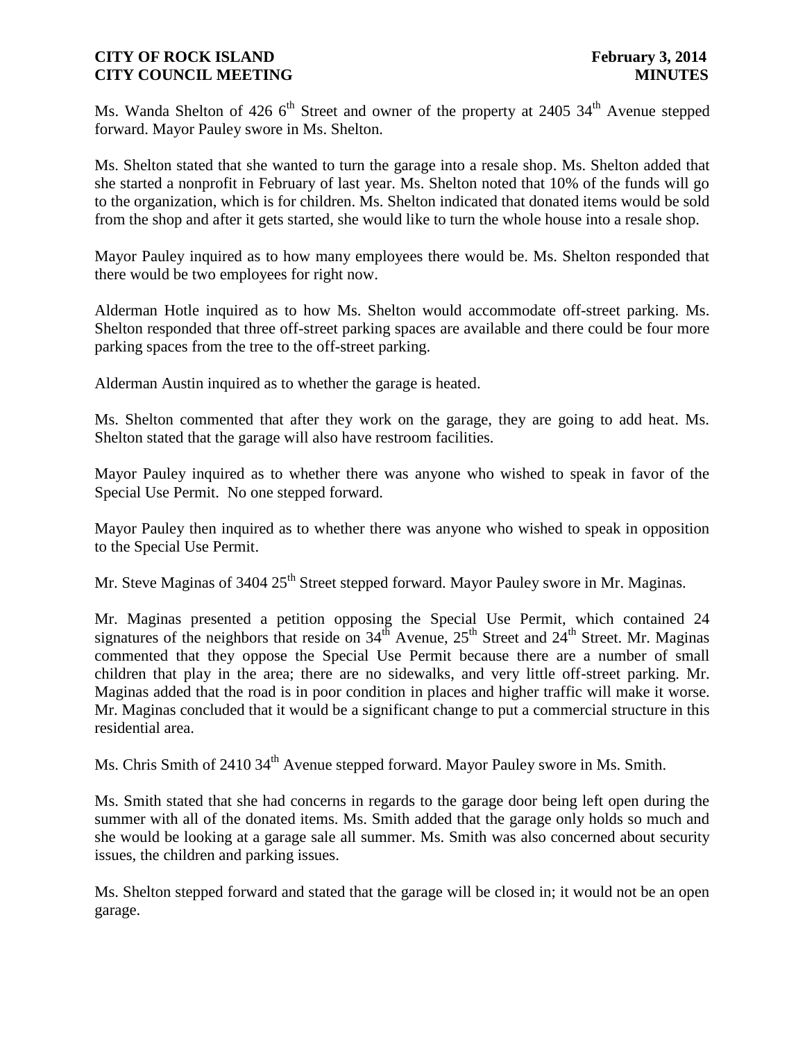Ms. Wanda Shelton of 426 6th Street and owner of the property at 2405 34th Avenue stepped forward. Mayor Pauley swore in Ms. Shelton.

Ms. Shelton stated that she wanted to turn the garage into a resale shop. Ms. Shelton added that she started a nonprofit in February of last year. Ms. Shelton noted that 10% of the funds will go to the organization, which is for children. Ms. Shelton indicated that donated items would be sold from the shop and after it gets started, she would like to turn the whole house into a resale shop.

Mayor Pauley inquired as to how many employees there would be. Ms. Shelton responded that there would be two employees for right now.

Alderman Hotle inquired as to how Ms. Shelton would accommodate off-street parking. Ms. Shelton responded that three off-street parking spaces are available and there could be four more parking spaces from the tree to the off-street parking.

Alderman Austin inquired as to whether the garage is heated.

Ms. Shelton commented that after they work on the garage, they are going to add heat. Ms. Shelton stated that the garage will also have restroom facilities.

Mayor Pauley inquired as to whether there was anyone who wished to speak in favor of the Special Use Permit. No one stepped forward.

Mayor Pauley then inquired as to whether there was anyone who wished to speak in opposition to the Special Use Permit.

Mr. Steve Maginas of 3404 25th Street stepped forward. Mayor Pauley swore in Mr. Maginas.

Mr. Maginas presented a petition opposing the Special Use Permit, which contained 24 signatures of the neighbors that reside on 34th Avenue, 25th Street and 24th Street. Mr. Maginas commented that they oppose the Special Use Permit because there are a number of small children that play in the area; there are no sidewalks, and very little off-street parking. Mr. Maginas added that the road is in poor condition in places and higher traffic will make it worse. Mr. Maginas concluded that it would be a significant change to put a commercial structure in this residential area.

Ms. Chris Smith of 2410 34th Avenue stepped forward. Mayor Pauley swore in Ms. Smith.

Ms. Smith stated that she had concerns in regards to the garage door being left open during the summer with all of the donated items. Ms. Smith added that the garage only holds so much and she would be looking at a garage sale all summer. Ms. Smith was also concerned about security issues, the children and parking issues.

Ms. Shelton stepped forward and stated that the garage will be closed in; it would not be an open garage.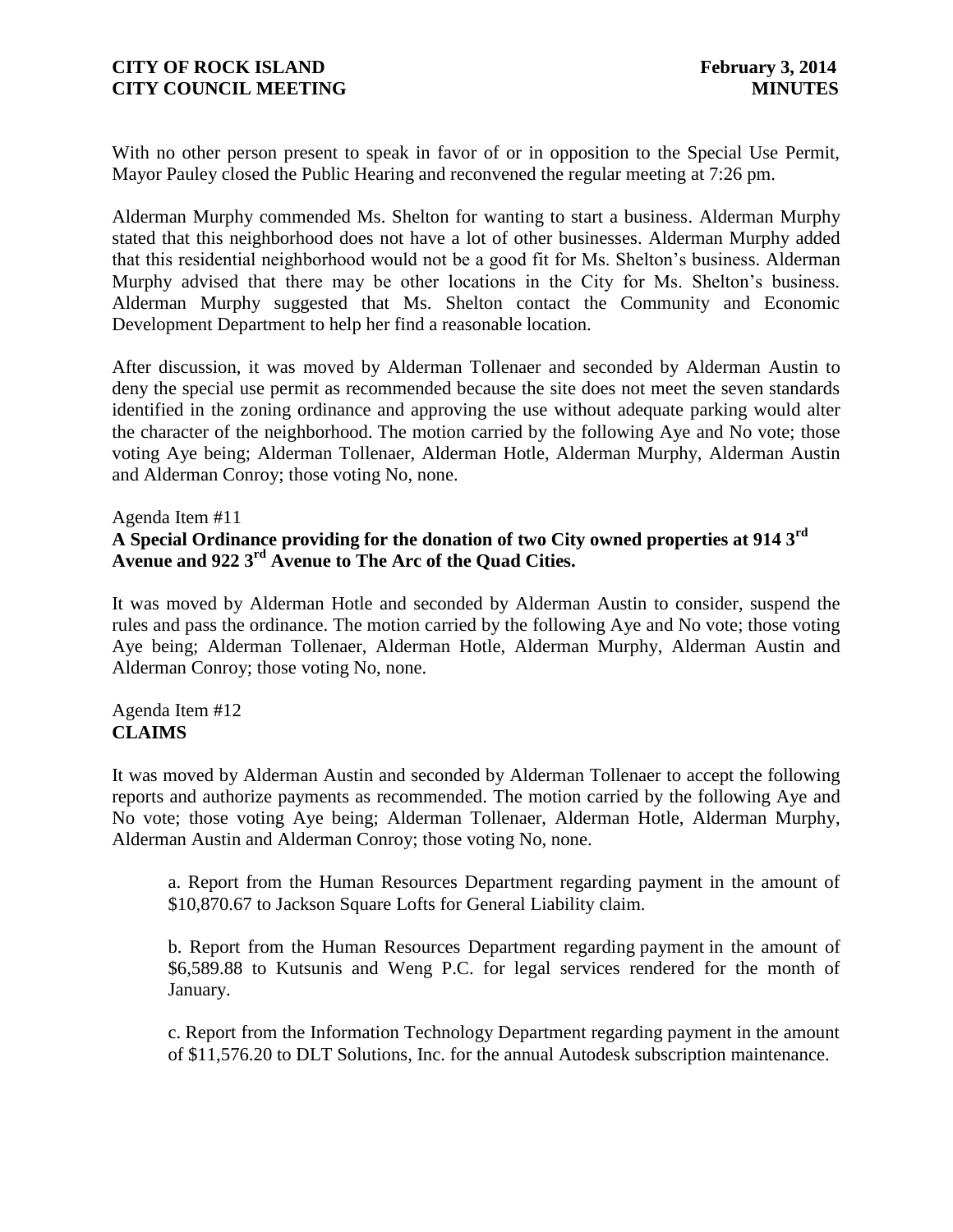With no other person present to speak in favor of or in opposition to the Special Use Permit, Mayor Pauley closed the Public Hearing and reconvened the regular meeting at 7:26 pm.

Alderman Murphy commended Ms. Shelton for wanting to start a business. Alderman Murphy stated that this neighborhood does not have a lot of other businesses. Alderman Murphy added that this residential neighborhood would not be a good fit for Ms. Shelton's business. Alderman Murphy advised that there may be other locations in the City for Ms. Shelton's business. Alderman Murphy suggested that Ms. Shelton contact the Community and Economic Development Department to help her find a reasonable location.

After discussion, it was moved by Alderman Tollenaer and seconded by Alderman Austin to deny the special use permit as recommended because the site does not meet the seven standards identified in the zoning ordinance and approving the use without adequate parking would alter the character of the neighborhood. The motion carried by the following Aye and No vote; those voting Aye being; Alderman Tollenaer, Alderman Hotle, Alderman Murphy, Alderman Austin and Alderman Conroy; those voting No, none.

Agenda Item #11
**A Special Ordinance providing for the donation of two City owned properties at 914 3rd Avenue and 922 3rd Avenue to The Arc of the Quad Cities.**

It was moved by Alderman Hotle and seconded by Alderman Austin to consider, suspend the rules and pass the ordinance. The motion carried by the following Aye and No vote; those voting Aye being; Alderman Tollenaer, Alderman Hotle, Alderman Murphy, Alderman Austin and Alderman Conroy; those voting No, none.

Agenda Item #12
**CLAIMS**

It was moved by Alderman Austin and seconded by Alderman Tollenaer to accept the following reports and authorize payments as recommended. The motion carried by the following Aye and No vote; those voting Aye being; Alderman Tollenaer, Alderman Hotle, Alderman Murphy, Alderman Austin and Alderman Conroy; those voting No, none.

a. Report from the Human Resources Department regarding payment in the amount of $10,870.67 to Jackson Square Lofts for General Liability claim.

b. Report from the Human Resources Department regarding payment in the amount of $6,589.88 to Kutsunis and Weng P.C. for legal services rendered for the month of January.

c. Report from the Information Technology Department regarding payment in the amount of $11,576.20 to DLT Solutions, Inc. for the annual Autodesk subscription maintenance.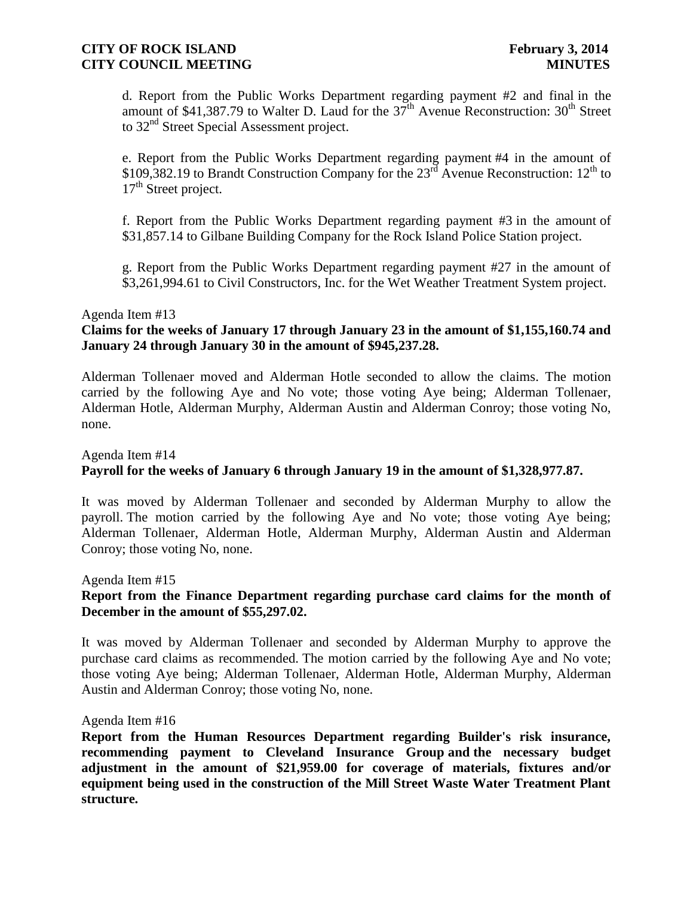d. Report from the Public Works Department regarding payment #2 and final in the amount of $41,387.79 to Walter D. Laud for the 37th Avenue Reconstruction: 30th Street to 32nd Street Special Assessment project.

e. Report from the Public Works Department regarding payment #4 in the amount of $109,382.19 to Brandt Construction Company for the 23rd Avenue Reconstruction: 12th to 17th Street project.

f. Report from the Public Works Department regarding payment #3 in the amount of $31,857.14 to Gilbane Building Company for the Rock Island Police Station project.

g. Report from the Public Works Department regarding payment #27 in the amount of $3,261,994.61 to Civil Constructors, Inc. for the Wet Weather Treatment System project.

Agenda Item #13

**Claims for the weeks of January 17 through January 23 in the amount of $1,155,160.74 and January 24 through January 30 in the amount of $945,237.28.**

Alderman Tollenaer moved and Alderman Hotle seconded to allow the claims. The motion carried by the following Aye and No vote; those voting Aye being; Alderman Tollenaer, Alderman Hotle, Alderman Murphy, Alderman Austin and Alderman Conroy; those voting No, none.

Agenda Item #14

**Payroll for the weeks of January 6 through January 19 in the amount of $1,328,977.87.**

It was moved by Alderman Tollenaer and seconded by Alderman Murphy to allow the payroll. The motion carried by the following Aye and No vote; those voting Aye being; Alderman Tollenaer, Alderman Hotle, Alderman Murphy, Alderman Austin and Alderman Conroy; those voting No, none.

Agenda Item #15

**Report from the Finance Department regarding purchase card claims for the month of December in the amount of $55,297.02.**

It was moved by Alderman Tollenaer and seconded by Alderman Murphy to approve the purchase card claims as recommended. The motion carried by the following Aye and No vote; those voting Aye being; Alderman Tollenaer, Alderman Hotle, Alderman Murphy, Alderman Austin and Alderman Conroy; those voting No, none.

Agenda Item #16

**Report from the Human Resources Department regarding Builder's risk insurance, recommending payment to Cleveland Insurance Group and the necessary budget adjustment in the amount of $21,959.00 for coverage of materials, fixtures and/or equipment being used in the construction of the Mill Street Waste Water Treatment Plant structure.**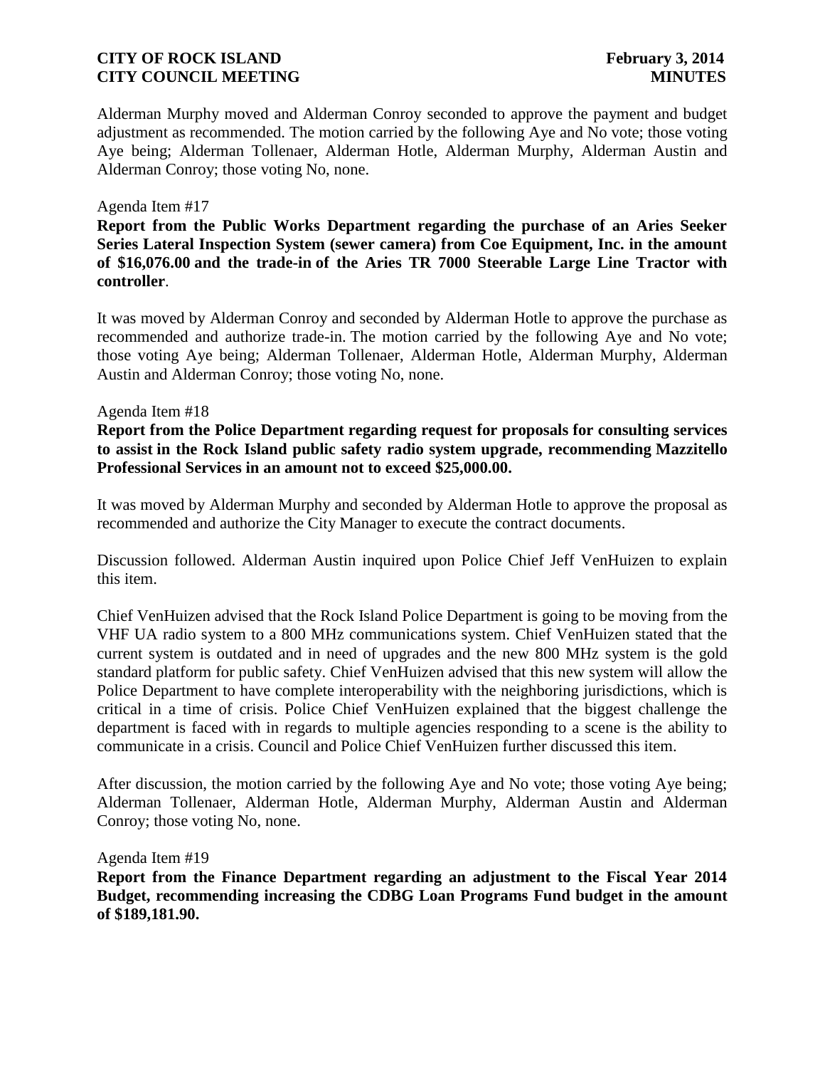Alderman Murphy moved and Alderman Conroy seconded to approve the payment and budget adjustment as recommended. The motion carried by the following Aye and No vote; those voting Aye being; Alderman Tollenaer, Alderman Hotle, Alderman Murphy, Alderman Austin and Alderman Conroy; those voting No, none.

Agenda Item #17

**Report from the Public Works Department regarding the purchase of an Aries Seeker Series Lateral Inspection System (sewer camera) from Coe Equipment, Inc. in the amount of $16,076.00 and the trade-in of the Aries TR 7000 Steerable Large Line Tractor with controller**.

It was moved by Alderman Conroy and seconded by Alderman Hotle to approve the purchase as recommended and authorize trade-in. The motion carried by the following Aye and No vote; those voting Aye being; Alderman Tollenaer, Alderman Hotle, Alderman Murphy, Alderman Austin and Alderman Conroy; those voting No, none.

Agenda Item #18

**Report from the Police Department regarding request for proposals for consulting services to assist in the Rock Island public safety radio system upgrade, recommending Mazzitello Professional Services in an amount not to exceed $25,000.00.**

It was moved by Alderman Murphy and seconded by Alderman Hotle to approve the proposal as recommended and authorize the City Manager to execute the contract documents.

Discussion followed. Alderman Austin inquired upon Police Chief Jeff VenHuizen to explain this item.

Chief VenHuizen advised that the Rock Island Police Department is going to be moving from the VHF UA radio system to a 800 MHz communications system. Chief VenHuizen stated that the current system is outdated and in need of upgrades and the new 800 MHz system is the gold standard platform for public safety. Chief VenHuizen advised that this new system will allow the Police Department to have complete interoperability with the neighboring jurisdictions, which is critical in a time of crisis. Police Chief VenHuizen explained that the biggest challenge the department is faced with in regards to multiple agencies responding to a scene is the ability to communicate in a crisis. Council and Police Chief VenHuizen further discussed this item.

After discussion, the motion carried by the following Aye and No vote; those voting Aye being; Alderman Tollenaer, Alderman Hotle, Alderman Murphy, Alderman Austin and Alderman Conroy; those voting No, none.

Agenda Item #19

**Report from the Finance Department regarding an adjustment to the Fiscal Year 2014 Budget, recommending increasing the CDBG Loan Programs Fund budget in the amount of $189,181.90.**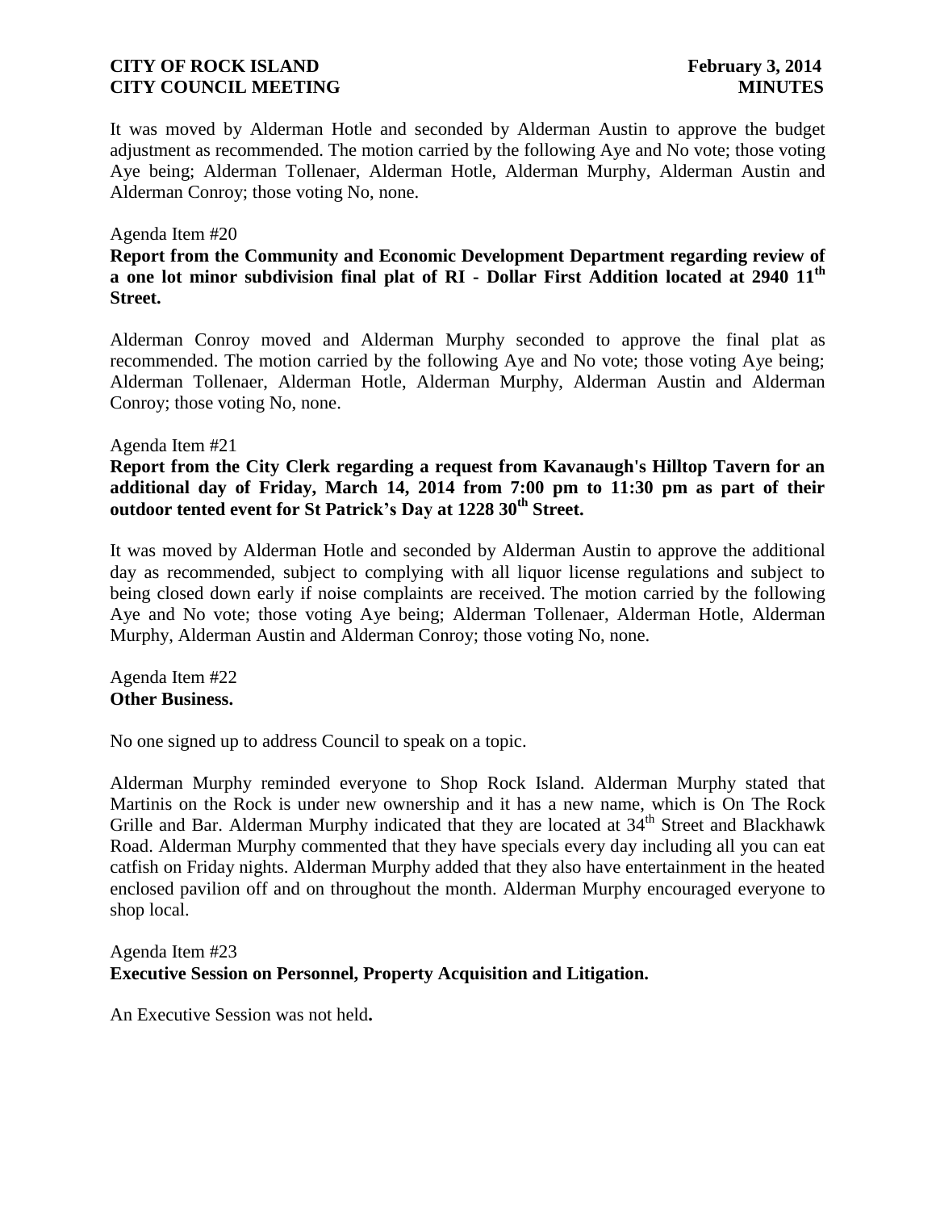It was moved by Alderman Hotle and seconded by Alderman Austin to approve the budget adjustment as recommended. The motion carried by the following Aye and No vote; those voting Aye being; Alderman Tollenaer, Alderman Hotle, Alderman Murphy, Alderman Austin and Alderman Conroy; those voting No, none.

Agenda Item #20
**Report from the Community and Economic Development Department regarding review of a one lot minor subdivision final plat of RI - Dollar First Addition located at 2940 11th Street.**

Alderman Conroy moved and Alderman Murphy seconded to approve the final plat as recommended. The motion carried by the following Aye and No vote; those voting Aye being; Alderman Tollenaer, Alderman Hotle, Alderman Murphy, Alderman Austin and Alderman Conroy; those voting No, none.

Agenda Item #21
**Report from the City Clerk regarding a request from Kavanaugh's Hilltop Tavern for an additional day of Friday, March 14, 2014 from 7:00 pm to 11:30 pm as part of their outdoor tented event for St Patrick's Day at 1228 30th Street.**

It was moved by Alderman Hotle and seconded by Alderman Austin to approve the additional day as recommended, subject to complying with all liquor license regulations and subject to being closed down early if noise complaints are received. The motion carried by the following Aye and No vote; those voting Aye being; Alderman Tollenaer, Alderman Hotle, Alderman Murphy, Alderman Austin and Alderman Conroy; those voting No, none.

Agenda Item #22
**Other Business.**

No one signed up to address Council to speak on a topic.

Alderman Murphy reminded everyone to Shop Rock Island. Alderman Murphy stated that Martinis on the Rock is under new ownership and it has a new name, which is On The Rock Grille and Bar. Alderman Murphy indicated that they are located at 34th Street and Blackhawk Road. Alderman Murphy commented that they have specials every day including all you can eat catfish on Friday nights. Alderman Murphy added that they also have entertainment in the heated enclosed pavilion off and on throughout the month. Alderman Murphy encouraged everyone to shop local.

Agenda Item #23
**Executive Session on Personnel, Property Acquisition and Litigation.**

An Executive Session was not held**.**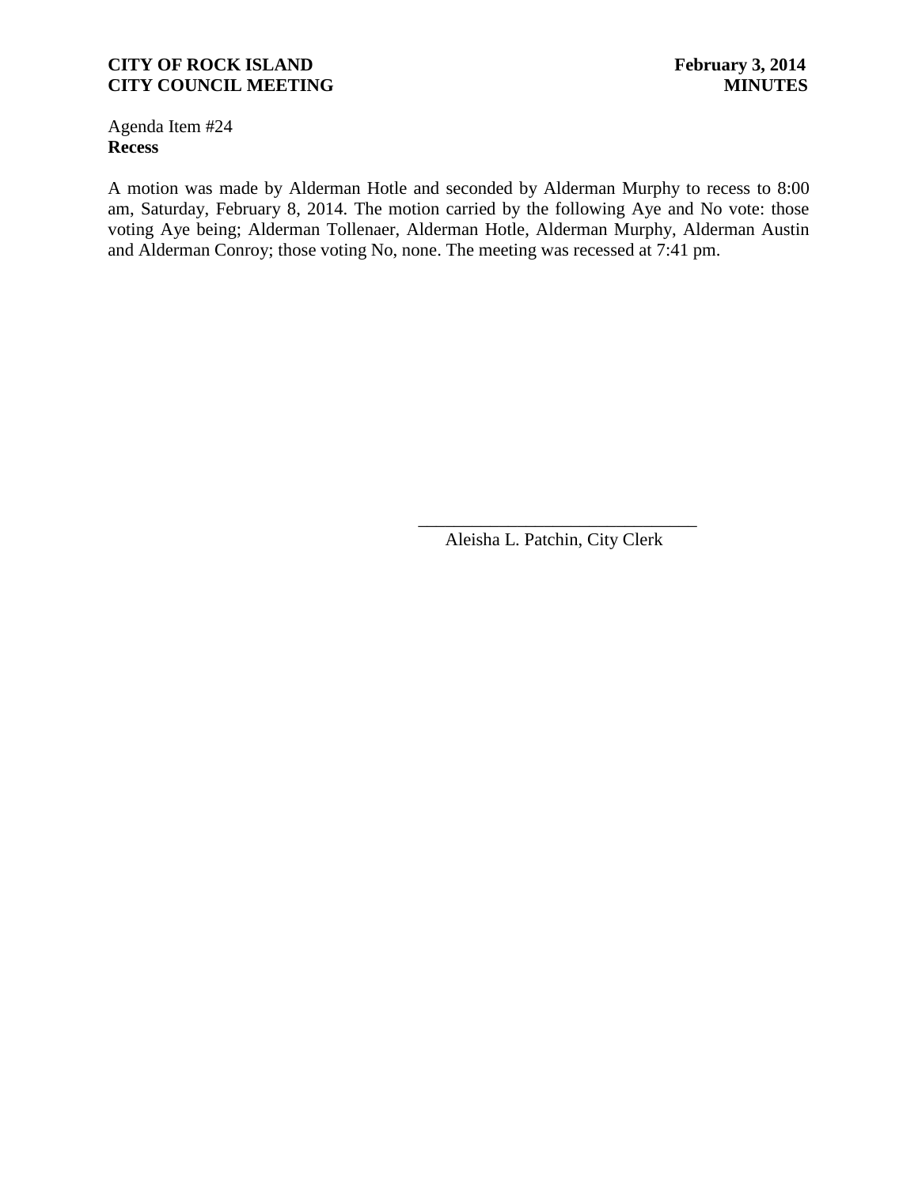Agenda Item #24
**Recess**

A motion was made by Alderman Hotle and seconded by Alderman Murphy to recess to 8:00 am, Saturday, February 8, 2014. The motion carried by the following Aye and No vote: those voting Aye being; Alderman Tollenaer, Alderman Hotle, Alderman Murphy, Alderman Austin and Alderman Conroy; those voting No, none. The meeting was recessed at 7:41 pm.

_______________________________

Aleisha L. Patchin, City Clerk